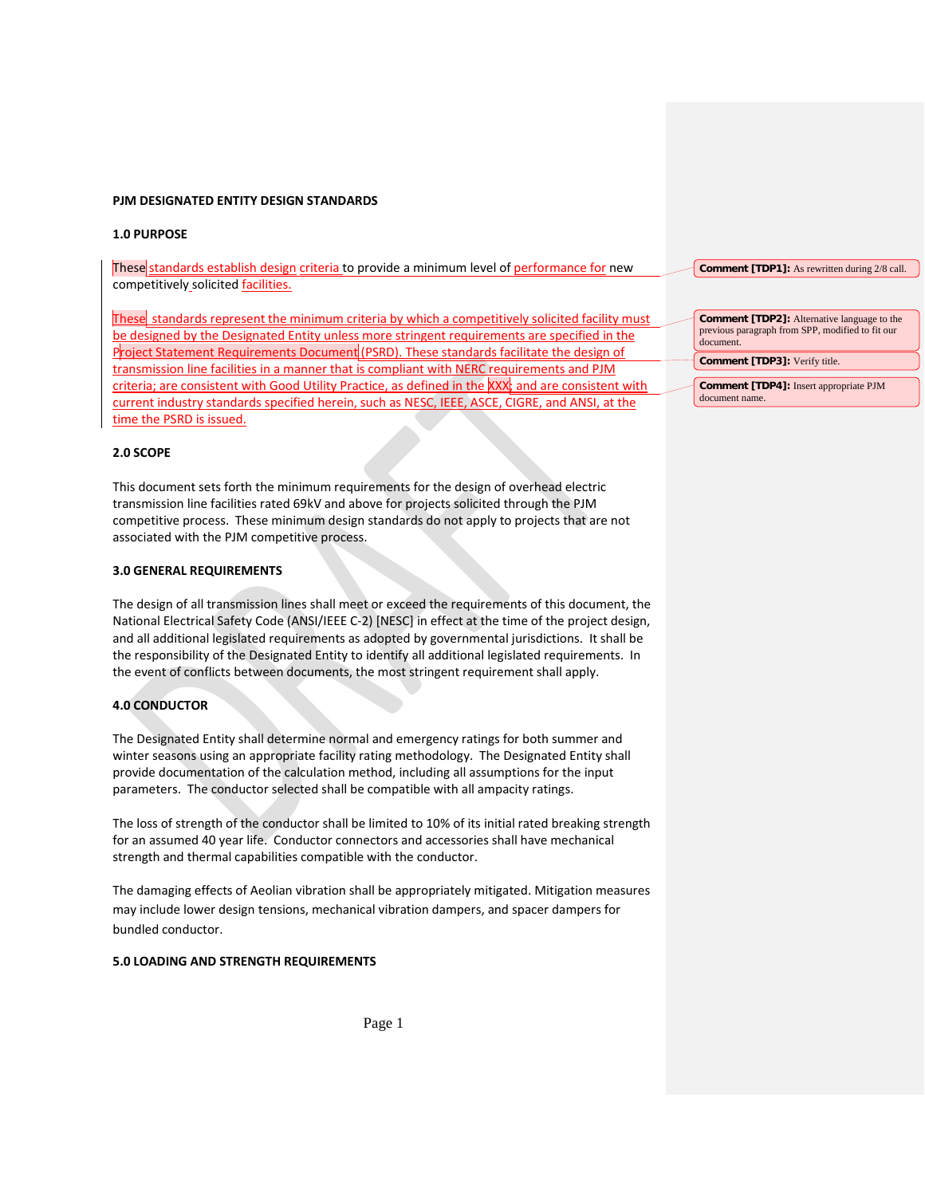**PJM DESIGNATED ENTITY DESIGN STANDARDS**

**1.0 PURPOSE**

These standards establish design criteria to provide a minimum level of performance for new competitively solicited facilities.

These standards represent the minimum criteria by which a competitively solicited facility must be designed by the Designated Entity unless more stringent requirements are specified in the Project Statement Requirements Document (PSRD). These standards facilitate the design of transmission line facilities in a manner that is compliant with NERC requirements and PJM criteria; are consistent with Good Utility Practice, as defined in the XXX; and are consistent with current industry standards specified herein, such as NESC, IEEE, ASCE, CIGRE, and ANSI, at the time the PSRD is issued.

Comment [TDP1]: As rewritten during 2/8 call.

Comment [TDP2]: Alternative language to the previous paragraph from SPP, modified to fit our document.

Comment [TDP3]: Verify title.

Comment [TDP4]: Insert appropriate PJM document name.

**2.0 SCOPE**

This document sets forth the minimum requirements for the design of overhead electric transmission line facilities rated 69kV and above for projects solicited through the PJM competitive process. These minimum design standards do not apply to projects that are not associated with the PJM competitive process.

**3.0 GENERAL REQUIREMENTS**

The design of all transmission lines shall meet or exceed the requirements of this document, the National Electrical Safety Code (ANSI/IEEE C-2) [NESC] in effect at the time of the project design, and all additional legislated requirements as adopted by governmental jurisdictions. It shall be the responsibility of the Designated Entity to identify all additional legislated requirements. In the event of conflicts between documents, the most stringent requirement shall apply.

**4.0 CONDUCTOR**

The Designated Entity shall determine normal and emergency ratings for both summer and winter seasons using an appropriate facility rating methodology. The Designated Entity shall provide documentation of the calculation method, including all assumptions for the input parameters. The conductor selected shall be compatible with all ampacity ratings.

The loss of strength of the conductor shall be limited to 10% of its initial rated breaking strength for an assumed 40 year life. Conductor connectors and accessories shall have mechanical strength and thermal capabilities compatible with the conductor.

The damaging effects of Aeolian vibration shall be appropriately mitigated. Mitigation measures may include lower design tensions, mechanical vibration dampers, and spacer dampers for bundled conductor.

**5.0 LOADING AND STRENGTH REQUIREMENTS**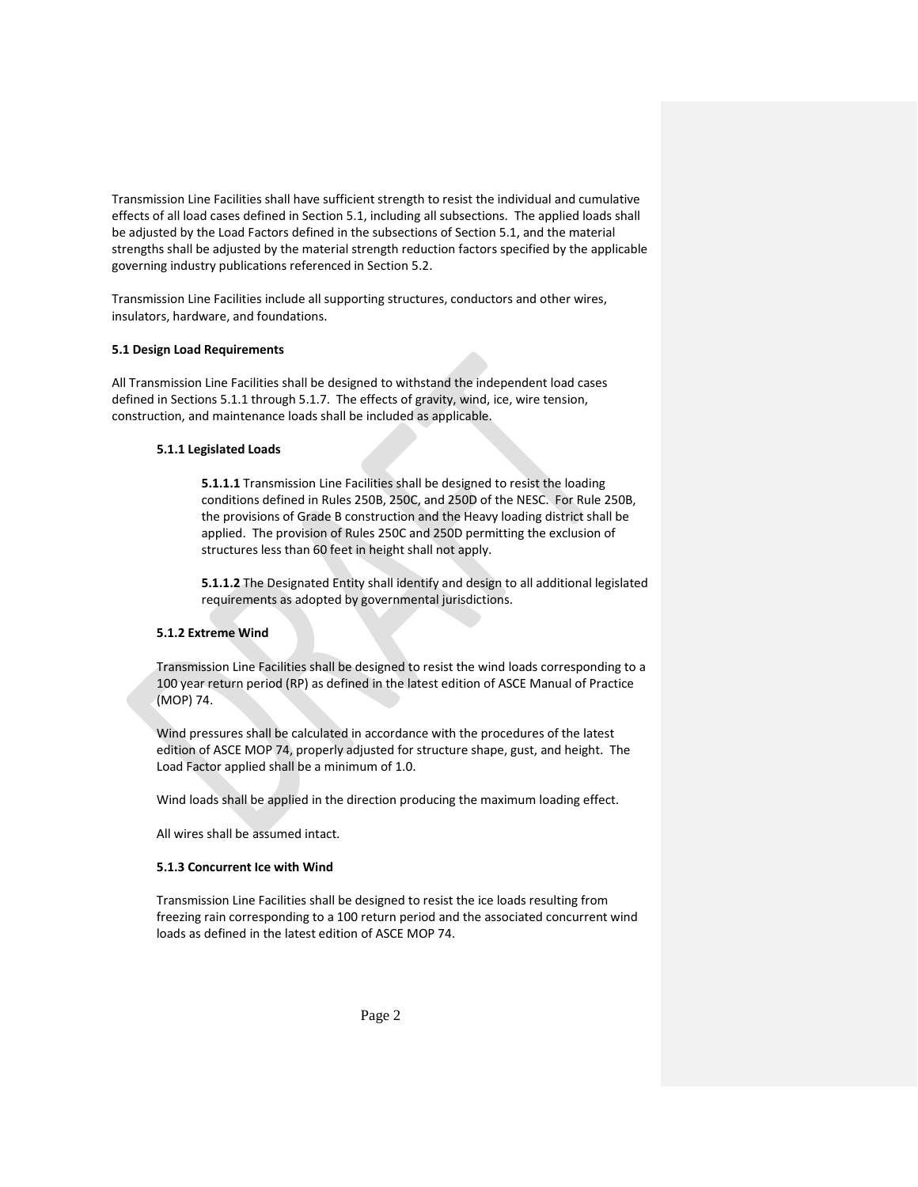Transmission Line Facilities shall have sufficient strength to resist the individual and cumulative effects of all load cases defined in Section 5.1, including all subsections. The applied loads shall be adjusted by the Load Factors defined in the subsections of Section 5.1, and the material strengths shall be adjusted by the material strength reduction factors specified by the applicable governing industry publications referenced in Section 5.2.

Transmission Line Facilities include all supporting structures, conductors and other wires, insulators, hardware, and foundations.

### 5.1 Design Load Requirements

All Transmission Line Facilities shall be designed to withstand the independent load cases defined in Sections 5.1.1 through 5.1.7. The effects of gravity, wind, ice, wire tension, construction, and maintenance loads shall be included as applicable.

#### 5.1.1 Legislated Loads

**5.1.1.1** Transmission Line Facilities shall be designed to resist the loading conditions defined in Rules 250B, 250C, and 250D of the NESC. For Rule 250B, the provisions of Grade B construction and the Heavy loading district shall be applied. The provision of Rules 250C and 250D permitting the exclusion of structures less than 60 feet in height shall not apply.

**5.1.1.2** The Designated Entity shall identify and design to all additional legislated requirements as adopted by governmental jurisdictions.

#### 5.1.2 Extreme Wind

Transmission Line Facilities shall be designed to resist the wind loads corresponding to a 100 year return period (RP) as defined in the latest edition of ASCE Manual of Practice (MOP) 74.

Wind pressures shall be calculated in accordance with the procedures of the latest edition of ASCE MOP 74, properly adjusted for structure shape, gust, and height. The Load Factor applied shall be a minimum of 1.0.

Wind loads shall be applied in the direction producing the maximum loading effect.

All wires shall be assumed intact.

#### 5.1.3 Concurrent Ice with Wind

Transmission Line Facilities shall be designed to resist the ice loads resulting from freezing rain corresponding to a 100 return period and the associated concurrent wind loads as defined in the latest edition of ASCE MOP 74.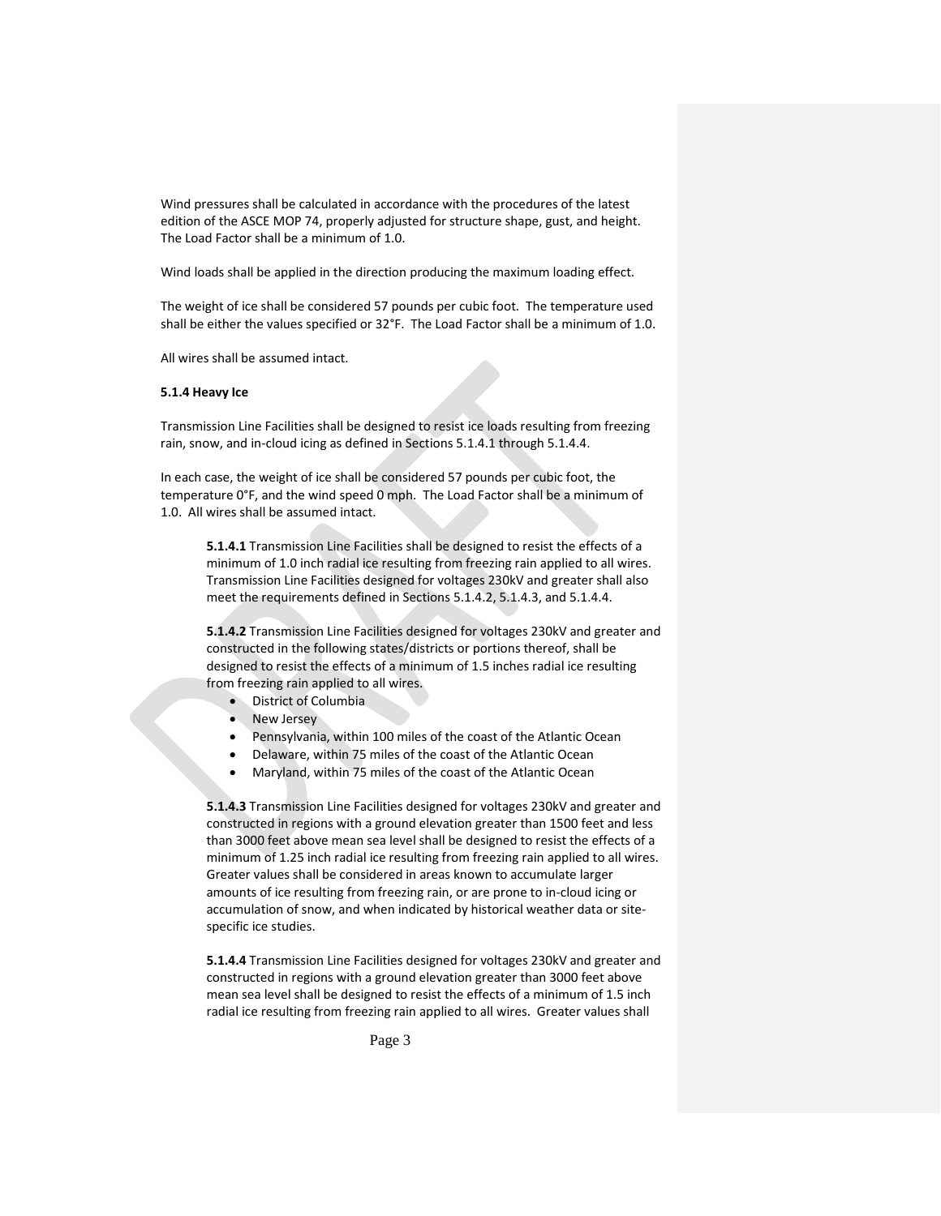Wind pressures shall be calculated in accordance with the procedures of the latest edition of the ASCE MOP 74, properly adjusted for structure shape, gust, and height. The Load Factor shall be a minimum of 1.0.

Wind loads shall be applied in the direction producing the maximum loading effect.

The weight of ice shall be considered 57 pounds per cubic foot. The temperature used shall be either the values specified or 32°F. The Load Factor shall be a minimum of 1.0.

All wires shall be assumed intact.

#### 5.1.4 Heavy Ice

Transmission Line Facilities shall be designed to resist ice loads resulting from freezing rain, snow, and in-cloud icing as defined in Sections 5.1.4.1 through 5.1.4.4.

In each case, the weight of ice shall be considered 57 pounds per cubic foot, the temperature 0°F, and the wind speed 0 mph. The Load Factor shall be a minimum of 1.0. All wires shall be assumed intact.

**5.1.4.1** Transmission Line Facilities shall be designed to resist the effects of a minimum of 1.0 inch radial ice resulting from freezing rain applied to all wires. Transmission Line Facilities designed for voltages 230kV and greater shall also meet the requirements defined in Sections 5.1.4.2, 5.1.4.3, and 5.1.4.4.

**5.1.4.2** Transmission Line Facilities designed for voltages 230kV and greater and constructed in the following states/districts or portions thereof, shall be designed to resist the effects of a minimum of 1.5 inches radial ice resulting from freezing rain applied to all wires.

- District of Columbia
- New Jersey
- Pennsylvania, within 100 miles of the coast of the Atlantic Ocean
- Delaware, within 75 miles of the coast of the Atlantic Ocean
- Maryland, within 75 miles of the coast of the Atlantic Ocean

**5.1.4.3** Transmission Line Facilities designed for voltages 230kV and greater and constructed in regions with a ground elevation greater than 1500 feet and less than 3000 feet above mean sea level shall be designed to resist the effects of a minimum of 1.25 inch radial ice resulting from freezing rain applied to all wires. Greater values shall be considered in areas known to accumulate larger amounts of ice resulting from freezing rain, or are prone to in-cloud icing or accumulation of snow, and when indicated by historical weather data or site-specific ice studies.

**5.1.4.4** Transmission Line Facilities designed for voltages 230kV and greater and constructed in regions with a ground elevation greater than 3000 feet above mean sea level shall be designed to resist the effects of a minimum of 1.5 inch radial ice resulting from freezing rain applied to all wires. Greater values shall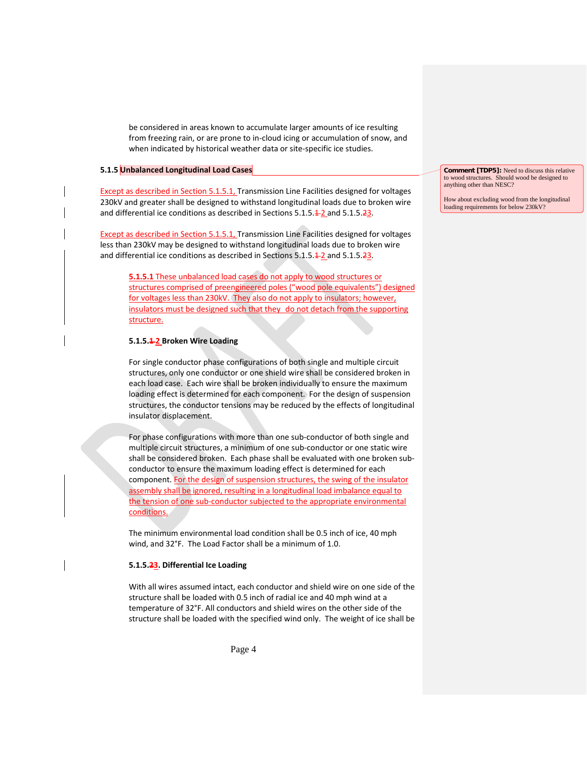be considered in areas known to accumulate larger amounts of ice resulting from freezing rain, or are prone to in-cloud icing or accumulation of snow, and when indicated by historical weather data or site-specific ice studies.

**5.1.5 Unbalanced Longitudinal Load Cases**

Except as described in Section 5.1.5.1, Transmission Line Facilities designed for voltages 230kV and greater shall be designed to withstand longitudinal loads due to broken wire and differential ice conditions as described in Sections 5.1.5.~~1~~ 2 and 5.1.5.~~2~~3.

Except as described in Section 5.1.5.1, Transmission Line Facilities designed for voltages less than 230kV may be designed to withstand longitudinal loads due to broken wire and differential ice conditions as described in Sections 5.1.5.~~1~~ 2 and 5.1.5.~~2~~3.

**5.1.5.1** These unbalanced load cases do not apply to wood structures or structures comprised of preengineered poles ("wood pole equivalents") designed for voltages less than 230kV. They also do not apply to insulators; however, insulators must be designed such that they do not detach from the supporting structure.

**5.1.5.~~1~~ 2 Broken Wire Loading**

For single conductor phase configurations of both single and multiple circuit structures, only one conductor or one shield wire shall be considered broken in each load case. Each wire shall be broken individually to ensure the maximum loading effect is determined for each component. For the design of suspension structures, the conductor tensions may be reduced by the effects of longitudinal insulator displacement.

For phase configurations with more than one sub-conductor of both single and multiple circuit structures, a minimum of one sub-conductor or one static wire shall be considered broken. Each phase shall be evaluated with one broken sub-conductor to ensure the maximum loading effect is determined for each component. For the design of suspension structures, the swing of the insulator assembly shall be ignored, resulting in a longitudinal load imbalance equal to the tension of one sub-conductor subjected to the appropriate environmental conditions.

The minimum environmental load condition shall be 0.5 inch of ice, 40 mph wind, and 32°F. The Load Factor shall be a minimum of 1.0.

**5.1.5.~~2~~3. Differential Ice Loading**

With all wires assumed intact, each conductor and shield wire on one side of the structure shall be loaded with 0.5 inch of radial ice and 40 mph wind at a temperature of 32°F. All conductors and shield wires on the other side of the structure shall be loaded with the specified wind only. The weight of ice shall be

**Comment [TDP5]:** Need to discuss this relative to wood structures. Should wood be designed to anything other than NESC?

How about excluding wood from the longitudinal loading requirements for below 230kV?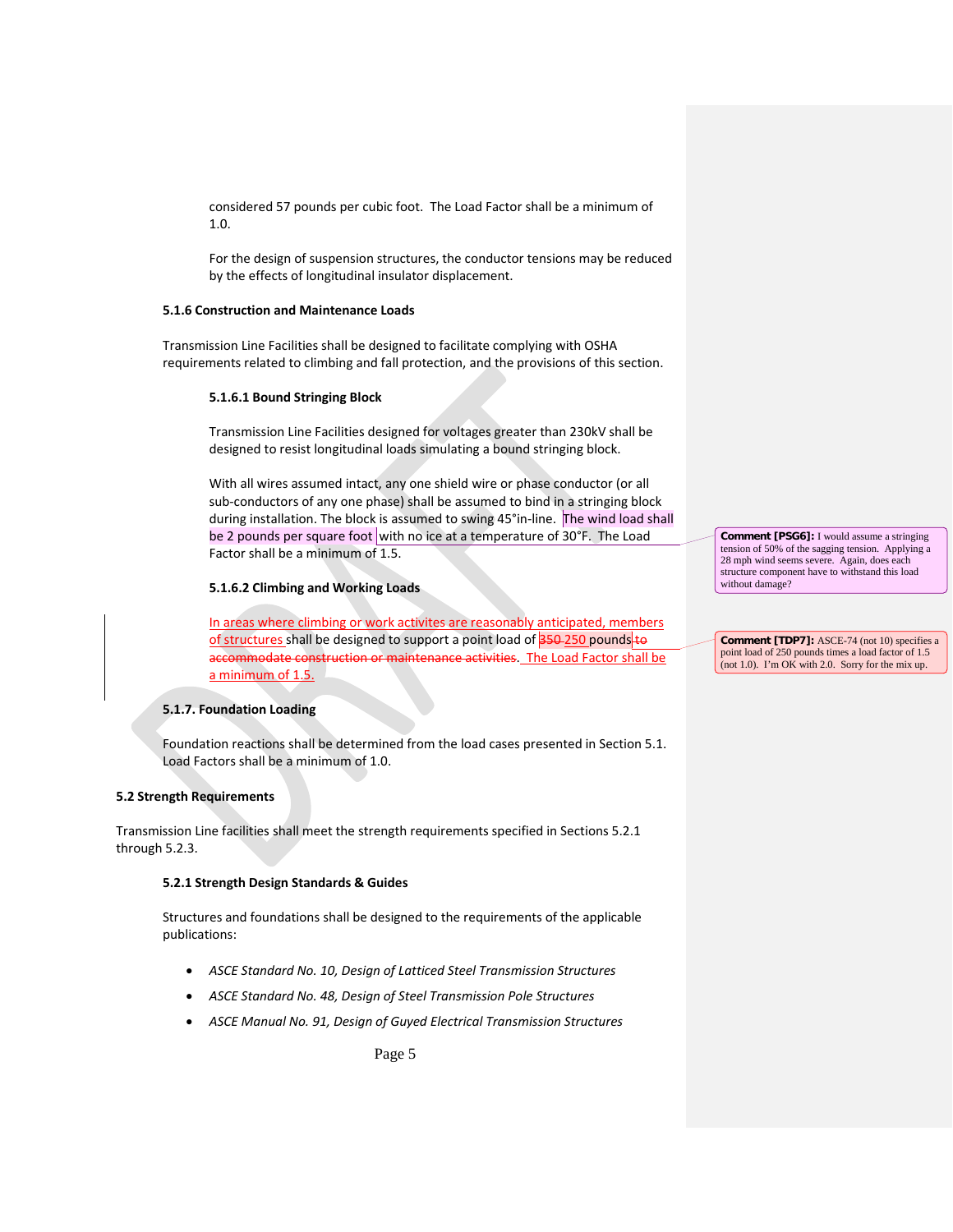considered 57 pounds per cubic foot. The Load Factor shall be a minimum of 1.0.

For the design of suspension structures, the conductor tensions may be reduced by the effects of longitudinal insulator displacement.

#### 5.1.6 Construction and Maintenance Loads

Transmission Line Facilities shall be designed to facilitate complying with OSHA requirements related to climbing and fall protection, and the provisions of this section.

##### 5.1.6.1 Bound Stringing Block

Transmission Line Facilities designed for voltages greater than 230kV shall be designed to resist longitudinal loads simulating a bound stringing block.

With all wires assumed intact, any one shield wire or phase conductor (or all sub-conductors of any one phase) shall be assumed to bind in a stringing block during installation. The block is assumed to swing 45°in-line. The wind load shall be 2 pounds per square foot with no ice at a temperature of 30°F. The Load Factor shall be a minimum of 1.5.

> **Comment [PSG6]:** I would assume a stringing tension of 50% of the sagging tension. Applying a 28 mph wind seems severe. Again, does each structure component have to withstand this load without damage?

##### 5.1.6.2 Climbing and Working Loads

In areas where climbing or work activites are reasonably anticipated, members of structures shall be designed to support a point load of ~~350~~ 250 pounds ~~to accommodate construction or maintenance activities~~. The Load Factor shall be a minimum of 1.5.

> **Comment [TDP7]:** ASCE-74 (not 10) specifies a point load of 250 pounds times a load factor of 1.5 (not 1.0). I'm OK with 2.0. Sorry for the mix up.

#### 5.1.7. Foundation Loading

Foundation reactions shall be determined from the load cases presented in Section 5.1. Load Factors shall be a minimum of 1.0.

### 5.2 Strength Requirements

Transmission Line facilities shall meet the strength requirements specified in Sections 5.2.1 through 5.2.3.

#### 5.2.1 Strength Design Standards & Guides

Structures and foundations shall be designed to the requirements of the applicable publications:

- *ASCE Standard No. 10, Design of Latticed Steel Transmission Structures*
- *ASCE Standard No. 48, Design of Steel Transmission Pole Structures*
- *ASCE Manual No. 91, Design of Guyed Electrical Transmission Structures*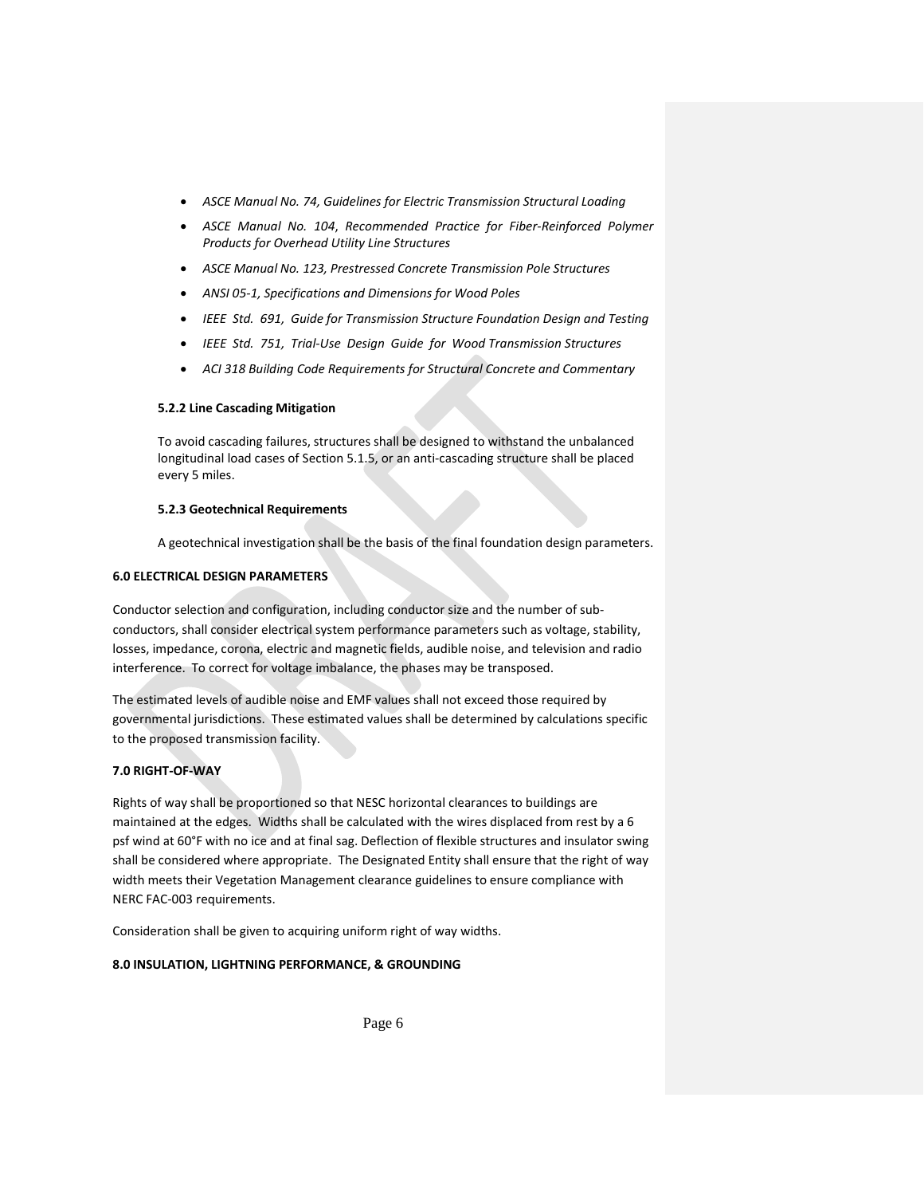- *ASCE Manual No. 74, Guidelines for Electric Transmission Structural Loading*
- *ASCE Manual No. 104, Recommended Practice for Fiber-Reinforced Polymer Products for Overhead Utility Line Structures*
- *ASCE Manual No. 123, Prestressed Concrete Transmission Pole Structures*
- *ANSI 05-1, Specifications and Dimensions for Wood Poles*
- *IEEE Std. 691, Guide for Transmission Structure Foundation Design and Testing*
- *IEEE Std. 751, Trial-Use Design Guide for Wood Transmission Structures*
- *ACI 318 Building Code Requirements for Structural Concrete and Commentary*

#### 5.2.2 Line Cascading Mitigation

To avoid cascading failures, structures shall be designed to withstand the unbalanced longitudinal load cases of Section 5.1.5, or an anti-cascading structure shall be placed every 5 miles.

#### 5.2.3 Geotechnical Requirements

A geotechnical investigation shall be the basis of the final foundation design parameters.

## 6.0 ELECTRICAL DESIGN PARAMETERS

Conductor selection and configuration, including conductor size and the number of sub-conductors, shall consider electrical system performance parameters such as voltage, stability, losses, impedance, corona, electric and magnetic fields, audible noise, and television and radio interference. To correct for voltage imbalance, the phases may be transposed.

The estimated levels of audible noise and EMF values shall not exceed those required by governmental jurisdictions. These estimated values shall be determined by calculations specific to the proposed transmission facility.

## 7.0 RIGHT-OF-WAY

Rights of way shall be proportioned so that NESC horizontal clearances to buildings are maintained at the edges. Widths shall be calculated with the wires displaced from rest by a 6 psf wind at 60°F with no ice and at final sag. Deflection of flexible structures and insulator swing shall be considered where appropriate. The Designated Entity shall ensure that the right of way width meets their Vegetation Management clearance guidelines to ensure compliance with NERC FAC-003 requirements.

Consideration shall be given to acquiring uniform right of way widths.

## 8.0 INSULATION, LIGHTNING PERFORMANCE, & GROUNDING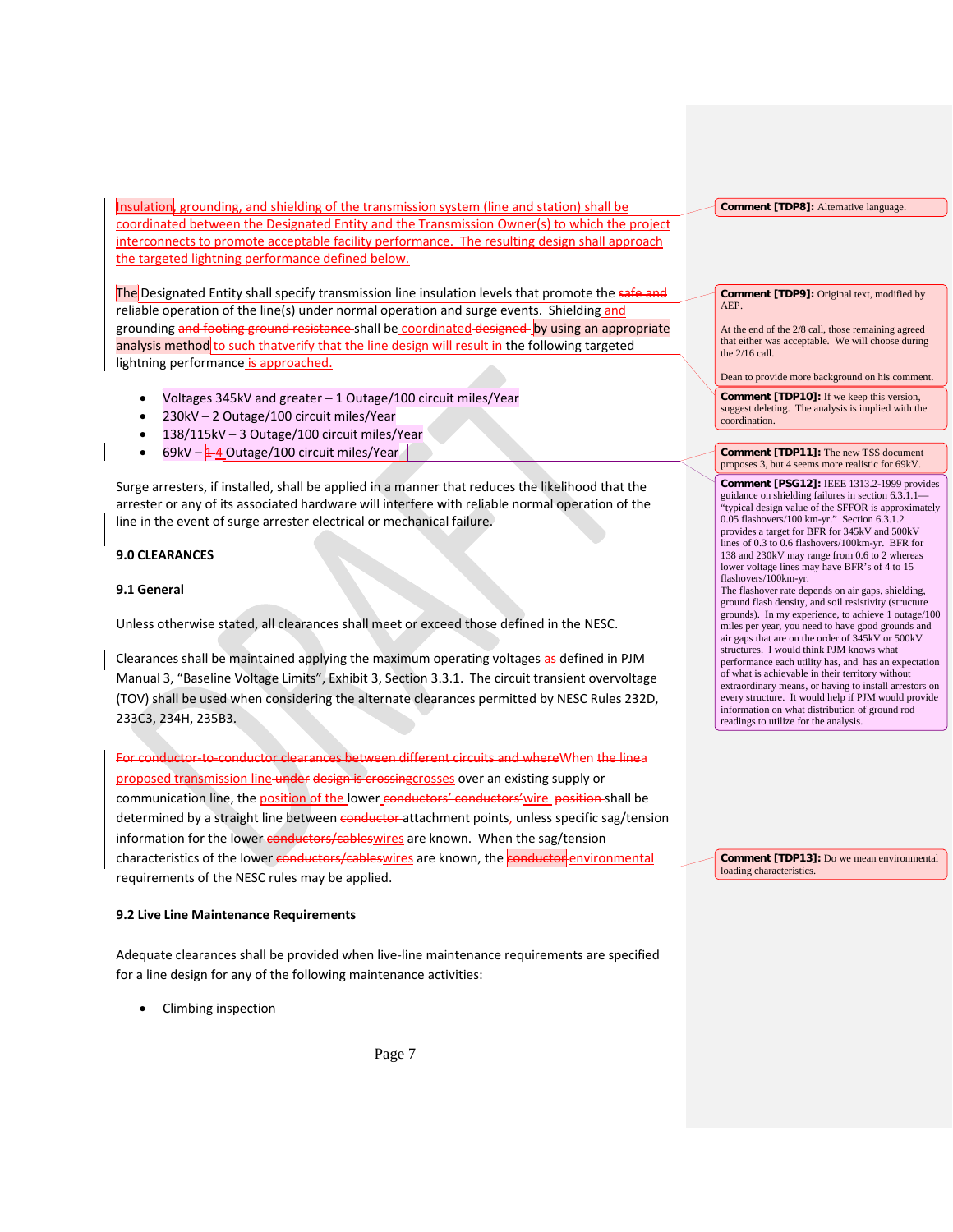Insulation, grounding, and shielding of the transmission system (line and station) shall be coordinated between the Designated Entity and the Transmission Owner(s) to which the project interconnects to promote acceptable facility performance. The resulting design shall approach the targeted lightning performance defined below.

The Designated Entity shall specify transmission line insulation levels that promote the ~~safe and~~ reliable operation of the line(s) under normal operation and surge events. Shielding and grounding ~~and footing ground resistance~~ shall be coordinated ~~designed~~ by using an appropriate analysis method ~~to such thatverify that the line design will result in~~ the following targeted lightning performance is approached.

- Voltages 345kV and greater – 1 Outage/100 circuit miles/Year
- 230kV – 2 Outage/100 circuit miles/Year
- 138/115kV – 3 Outage/100 circuit miles/Year
- 69kV – ~~1~~ 4 Outage/100 circuit miles/Year

Surge arresters, if installed, shall be applied in a manner that reduces the likelihood that the arrester or any of its associated hardware will interfere with reliable normal operation of the line in the event of surge arrester electrical or mechanical failure.

**9.0 CLEARANCES**

**9.1 General**

Unless otherwise stated, all clearances shall meet or exceed those defined in the NESC.

Clearances shall be maintained applying the maximum operating voltages ~~as~~ defined in PJM Manual 3, "Baseline Voltage Limits", Exhibit 3, Section 3.3.1. The circuit transient overvoltage (TOV) shall be used when considering the alternate clearances permitted by NESC Rules 232D, 233C3, 234H, 235B3.

~~For conductor-to-conductor clearances between different circuits and where~~When ~~the line~~a proposed transmission line ~~under~~ ~~design is crossing~~crosses over an existing supply or communication line, the position of the lower ~~conductors' conductors'~~wire ~~position~~ shall be determined by a straight line between ~~conductor~~ attachment points, unless specific sag/tension information for the lower ~~conductors/cables~~wires are known. When the sag/tension characteristics of the lower ~~conductors/cables~~wires are known, the ~~conductor~~ environmental requirements of the NESC rules may be applied.

**9.2 Live Line Maintenance Requirements**

Adequate clearances shall be provided when live-line maintenance requirements are specified for a line design for any of the following maintenance activities:

- Climbing inspection

---

**Comment [TDP8]:** Alternative language.

**Comment [TDP9]:** Original text, modified by AEP.

At the end of the 2/8 call, those remaining agreed that either was acceptable. We will choose during the 2/16 call.

Dean to provide more background on his comment.

**Comment [TDP10]:** If we keep this version, suggest deleting. The analysis is implied with the coordination.

**Comment [TDP11]:** The new TSS document proposes 3, but 4 seems more realistic for 69kV.

**Comment [PSG12]:** IEEE 1313.2-1999 provides guidance on shielding failures in section 6.3.1.1— "typical design value of the SFFOR is approximately 0.05 flashovers/100 km-yr." Section 6.3.1.2 provides a target for BFR for 345kV and 500kV lines of 0.3 to 0.6 flashovers/100km-yr. BFR for 138 and 230kV may range from 0.6 to 2 whereas lower voltage lines may have BFR's of 4 to 15 flashovers/100km-yr.
The flashover rate depends on air gaps, shielding, ground flash density, and soil resistivity (structure grounds). In my experience, to achieve 1 outage/100 miles per year, you need to have good grounds and air gaps that are on the order of 345kV or 500kV structures. I would think PJM knows what performance each utility has, and has an expectation of what is achievable in their territory without extraordinary means, or having to install arrestors on every structure. It would help if PJM would provide information on what distribution of ground rod readings to utilize for the analysis.

**Comment [TDP13]:** Do we mean environmental loading characteristics.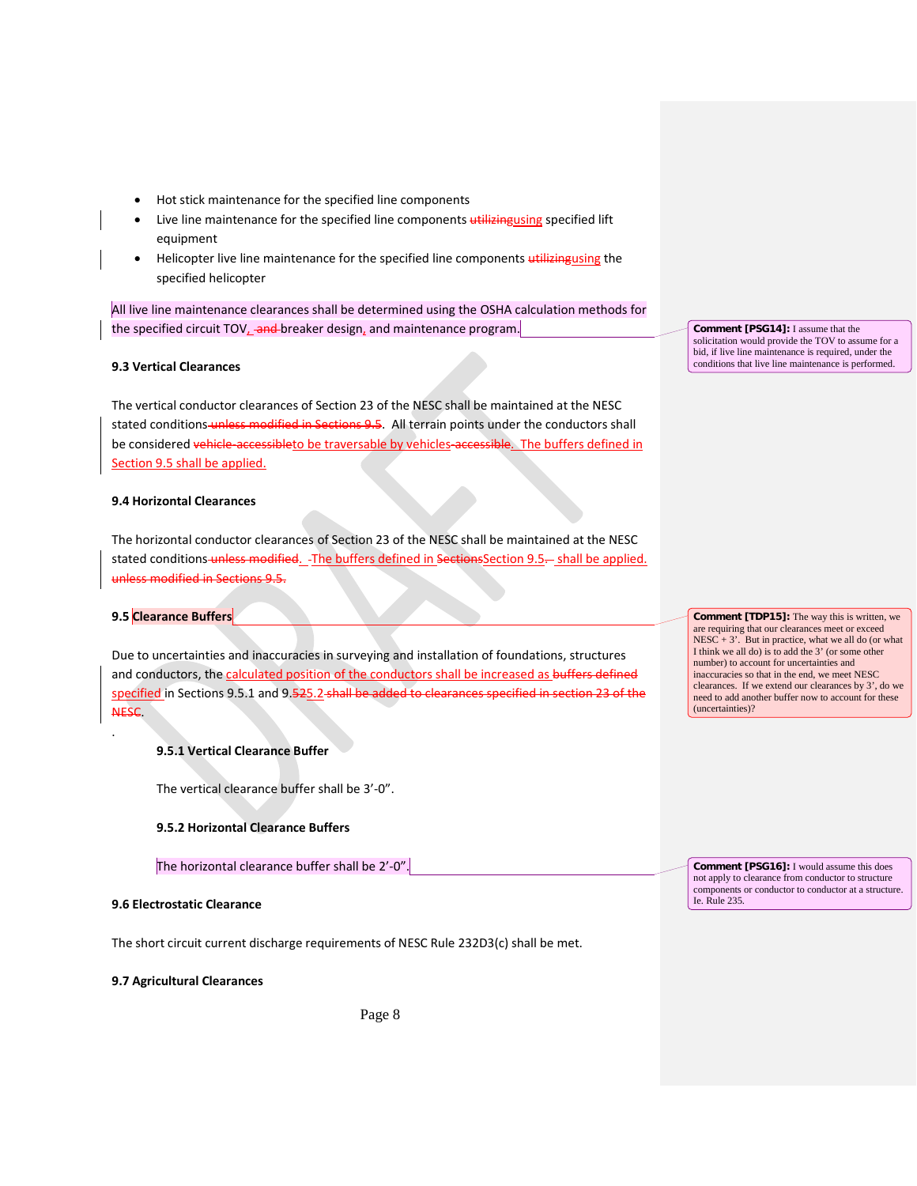- Hot stick maintenance for the specified line components
- Live line maintenance for the specified line components ~~utilizing~~using specified lift equipment
- Helicopter live line maintenance for the specified line components ~~utilizing~~using the specified helicopter

All live line maintenance clearances shall be determined using the OSHA calculation methods for the specified circuit TOV, ~~and~~ breaker design, and maintenance program.

> **Comment [PSG14]:** I assume that the solicitation would provide the TOV to assume for a bid, if live line maintenance is required, under the conditions that live line maintenance is performed.

**9.3 Vertical Clearances**

The vertical conductor clearances of Section 23 of the NESC shall be maintained at the NESC stated conditions ~~unless modified in Sections 9.5~~. All terrain points under the conductors shall be considered ~~vehicle-accessible~~to be traversable by vehicles ~~accessible~~. The buffers defined in Section 9.5 shall be applied.

**9.4 Horizontal Clearances**

The horizontal conductor clearances of Section 23 of the NESC shall be maintained at the NESC stated conditions ~~unless modified~~. The buffers defined in ~~Sections~~Section 9.5 ~~.~~ shall be applied. ~~unless modified in Sections 9.5.~~

**9.5 Clearance Buffers**

> **Comment [TDP15]:** The way this is written, we are requiring that our clearances meet or exceed NESC + 3'. But in practice, what we all do (or what I think we all do) is to add the 3' (or some other number) to account for uncertainties and inaccuracies so that in the end, we meet NESC clearances. If we extend our clearances by 3', do we need to add another buffer now to account for these (uncertainties)?

Due to uncertainties and inaccuracies in surveying and installation of foundations, structures and conductors, the calculated position of the conductors shall be increased as ~~buffers defined~~ specified in Sections 9.5.1 and 9.~~5~~5.2 ~~shall be added to clearances specified in section 23 of the NESC~~.

.

**9.5.1 Vertical Clearance Buffer**

The vertical clearance buffer shall be 3'-0".

**9.5.2 Horizontal Clearance Buffers**

The horizontal clearance buffer shall be 2'-0".

> **Comment [PSG16]:** I would assume this does not apply to clearance from conductor to structure components or conductor to conductor at a structure. Ie. Rule 235.

**9.6 Electrostatic Clearance**

The short circuit current discharge requirements of NESC Rule 232D3(c) shall be met.

**9.7 Agricultural Clearances**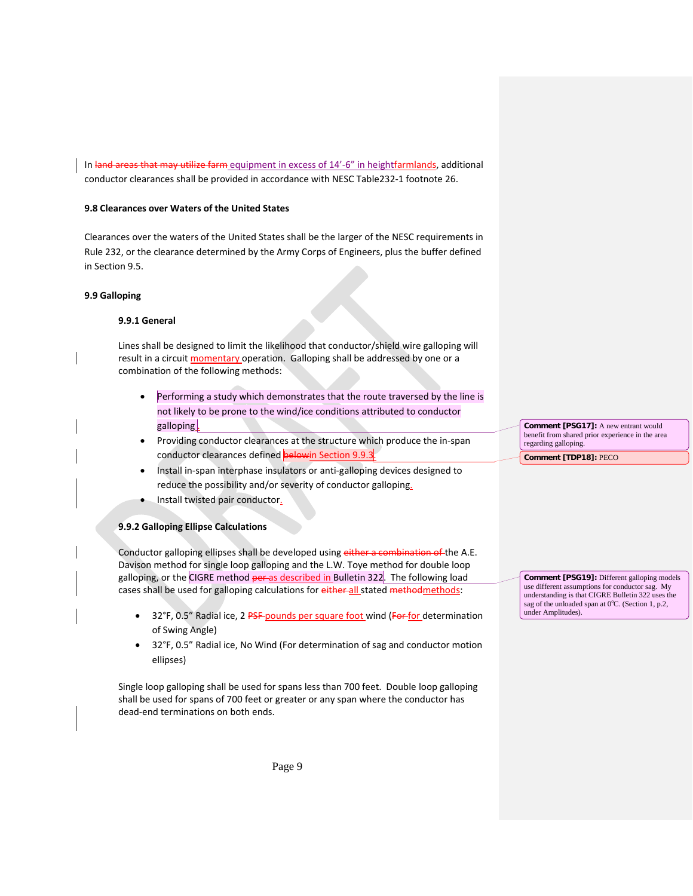In ~~land areas that may utilize farm~~ equipment in excess of 14'-6" in heightfarmlands, additional conductor clearances shall be provided in accordance with NESC Table232-1 footnote 26.

### 9.8 Clearances over Waters of the United States

Clearances over the waters of the United States shall be the larger of the NESC requirements in Rule 232, or the clearance determined by the Army Corps of Engineers, plus the buffer defined in Section 9.5.

### 9.9 Galloping

#### 9.9.1 General

Lines shall be designed to limit the likelihood that conductor/shield wire galloping will result in a circuit momentary operation. Galloping shall be addressed by one or a combination of the following methods:

- Performing a study which demonstrates that the route traversed by the line is not likely to be prone to the wind/ice conditions attributed to conductor galloping.
- Providing conductor clearances at the structure which produce the in-span conductor clearances defined ~~below~~in Section 9.9.3.
- Install in-span interphase insulators or anti-galloping devices designed to reduce the possibility and/or severity of conductor galloping.
- Install twisted pair conductor.

#### 9.9.2 Galloping Ellipse Calculations

Conductor galloping ellipses shall be developed using ~~either a combination of~~ the A.E. Davison method for single loop galloping and the L.W. Toye method for double loop galloping, or the CIGRE method ~~per~~ as described in Bulletin 322. The following load cases shall be used for galloping calculations for ~~either~~ all stated ~~method~~methods:

- 32°F, 0.5" Radial ice, 2 ~~PSF~~ pounds per square foot wind (~~For~~ for determination of Swing Angle)
- 32°F, 0.5" Radial ice, No Wind (For determination of sag and conductor motion ellipses)

Single loop galloping shall be used for spans less than 700 feet. Double loop galloping shall be used for spans of 700 feet or greater or any span where the conductor has dead-end terminations on both ends.

**Comment [PSG17]:** A new entrant would benefit from shared prior experience in the area regarding galloping.

**Comment [TDP18]:** PECO

**Comment [PSG19]:** Different galloping models use different assumptions for conductor sag. My understanding is that CIGRE Bulletin 322 uses the sag of the unloaded span at 0°C. (Section 1, p.2, under Amplitudes).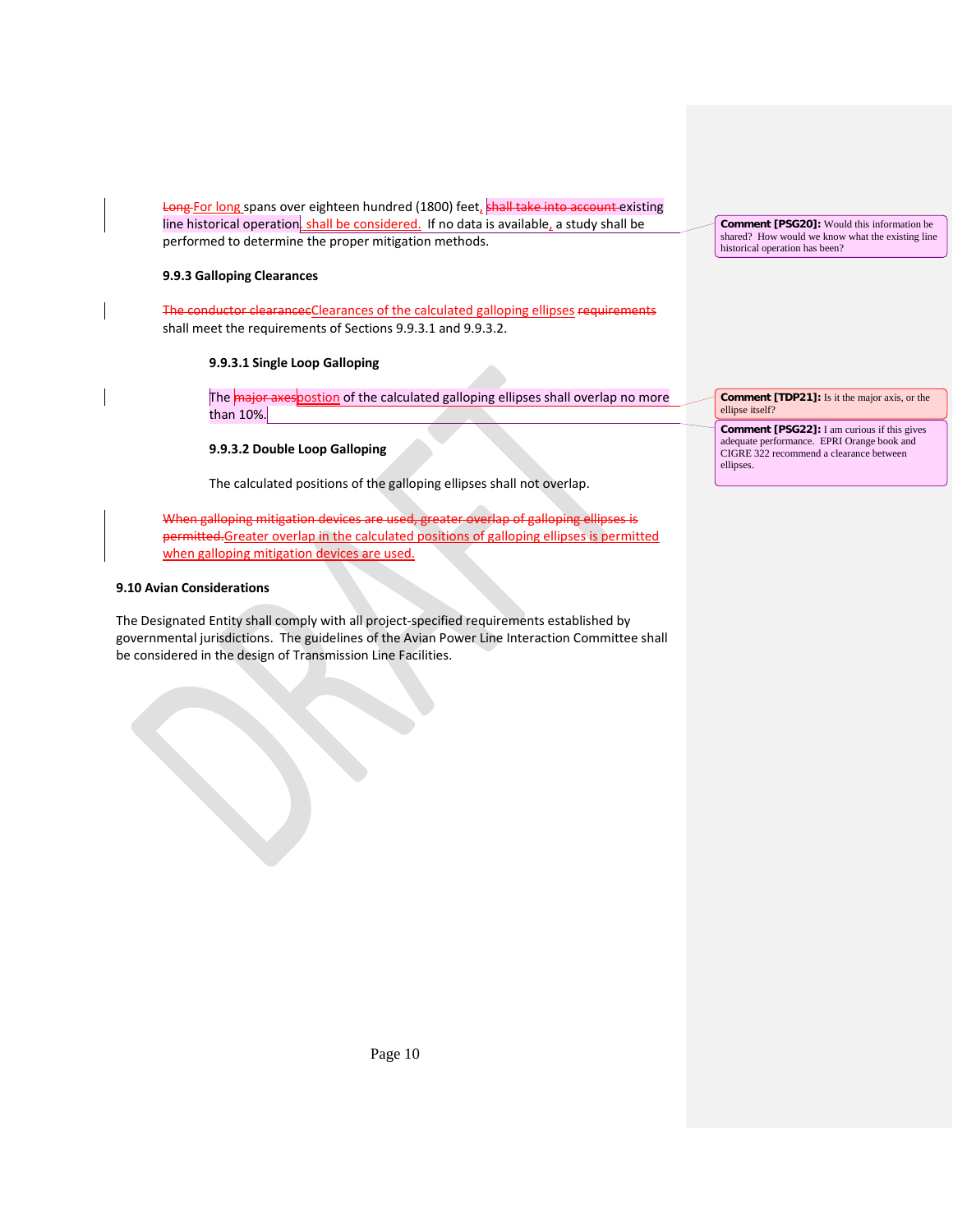~~Long~~ For long spans over eighteen hundred (1800) feet, ~~shall take into account~~ existing line historical operation, shall be considered. If no data is available, a study shall be performed to determine the proper mitigation methods.

**9.9.3 Galloping Clearances**

~~The conductor clearancec~~Clearances of the calculated galloping ellipses ~~requirements~~ shall meet the requirements of Sections 9.9.3.1 and 9.9.3.2.

**9.9.3.1 Single Loop Galloping**

The ~~major axes~~postion of the calculated galloping ellipses shall overlap no more than 10%.

**9.9.3.2 Double Loop Galloping**

The calculated positions of the galloping ellipses shall not overlap.

~~When galloping mitigation devices are used, greater overlap of galloping ellipses is permitted.~~Greater overlap in the calculated positions of galloping ellipses is permitted when galloping mitigation devices are used.

**9.10 Avian Considerations**

The Designated Entity shall comply with all project-specified requirements established by governmental jurisdictions. The guidelines of the Avian Power Line Interaction Committee shall be considered in the design of Transmission Line Facilities.

**Comment [PSG20]:** Would this information be shared? How would we know what the existing line historical operation has been?

**Comment [TDP21]:** Is it the major axis, or the ellipse itself?

**Comment [PSG22]:** I am curious if this gives adequate performance. EPRI Orange book and CIGRE 322 recommend a clearance between ellipses.